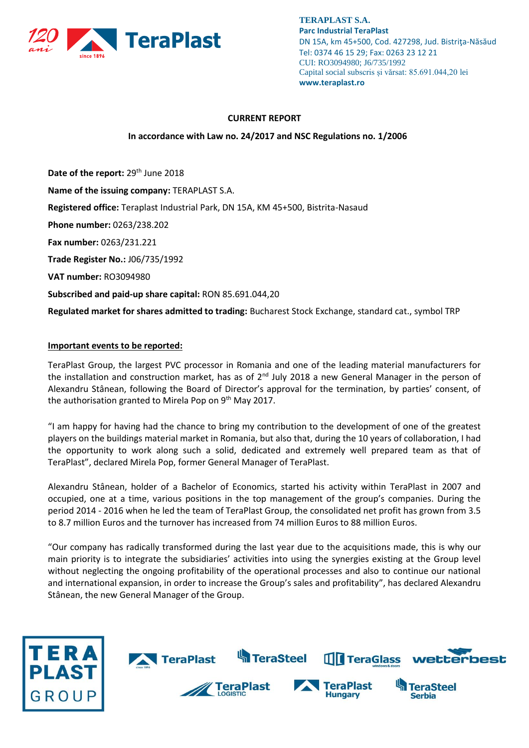**TERAPLAST S.A.**
**Parc Industrial TeraPlast**
DN 15A, km 45+500, Cod. 427298, Jud. Bistriţa-Năsăud
Tel: 0374 46 15 29; Fax: 0263 23 12 21
CUI: RO3094980; J6/735/1992
Capital social subscris și vărsat: 85.691.044,20 lei
**www.teraplast.ro**

**CURRENT REPORT**

**In accordance with Law no. 24/2017 and NSC Regulations no. 1/2006**

**Date of the report:** 29th June 2018

**Name of the issuing company:** TERAPLAST S.A.

**Registered office:** Teraplast Industrial Park, DN 15A, KM 45+500, Bistrita-Nasaud

**Phone number:** 0263/238.202

**Fax number:** 0263/231.221

**Trade Register No.:** J06/735/1992

**VAT number:** RO3094980

**Subscribed and paid-up share capital:** RON 85.691.044,20

**Regulated market for shares admitted to trading:** Bucharest Stock Exchange, standard cat., symbol TRP

**Important events to be reported:**

TeraPlast Group, the largest PVC processor in Romania and one of the leading material manufacturers for the installation and construction market, has as of 2nd July 2018 a new General Manager in the person of Alexandru Stânean, following the Board of Director's approval for the termination, by parties' consent, of the authorisation granted to Mirela Pop on 9th May 2017.

"I am happy for having had the chance to bring my contribution to the development of one of the greatest players on the buildings material market in Romania, but also that, during the 10 years of collaboration, I had the opportunity to work along such a solid, dedicated and extremely well prepared team as that of TeraPlast", declared Mirela Pop, former General Manager of TeraPlast.

Alexandru Stânean, holder of a Bachelor of Economics, started his activity within TeraPlast in 2007 and occupied, one at a time, various positions in the top management of the group's companies. During the period 2014 - 2016 when he led the team of TeraPlast Group, the consolidated net profit has grown from 3.5 to 8.7 million Euros and the turnover has increased from 74 million Euros to 88 million Euros.

"Our company has radically transformed during the last year due to the acquisitions made, this is why our main priority is to integrate the subsidiaries' activities into using the synergies existing at the Group level without neglecting the ongoing profitability of the operational processes and also to continue our national and international expansion, in order to increase the Group's sales and profitability", has declared Alexandru Stânean, the new General Manager of the Group.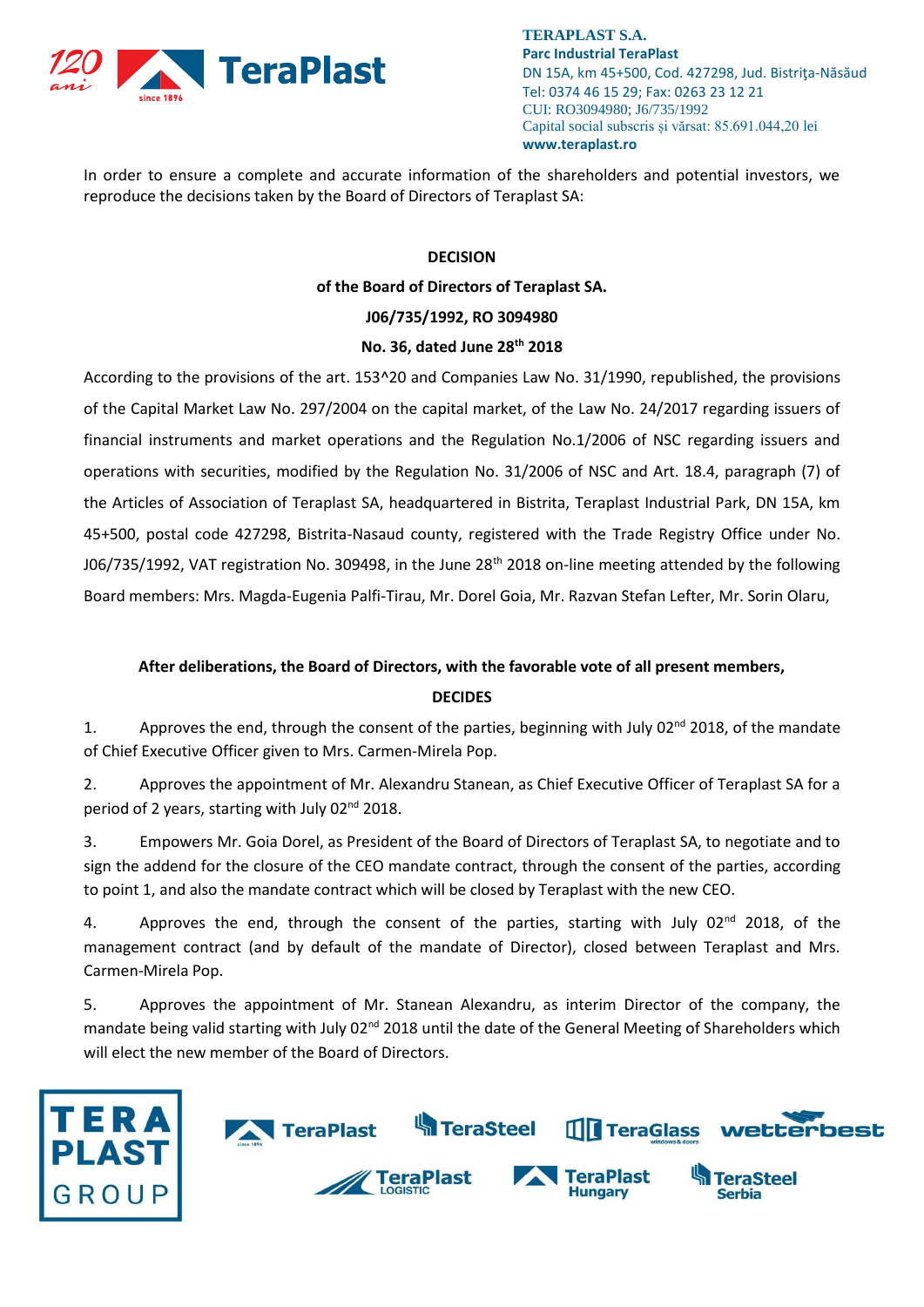In order to ensure a complete and accurate information of the shareholders and potential investors, we reproduce the decisions taken by the Board of Directors of Teraplast SA:

**DECISION**

**of the Board of Directors of Teraplast SA.**

**J06/735/1992, RO 3094980**

**No. 36, dated June 28th 2018**

According to the provisions of the art. 153^20 and Companies Law No. 31/1990, republished, the provisions of the Capital Market Law No. 297/2004 on the capital market, of the Law No. 24/2017 regarding issuers of financial instruments and market operations and the Regulation No.1/2006 of NSC regarding issuers and operations with securities, modified by the Regulation No. 31/2006 of NSC and Art. 18.4, paragraph (7) of the Articles of Association of Teraplast SA, headquartered in Bistrita, Teraplast Industrial Park, DN 15A, km 45+500, postal code 427298, Bistrita-Nasaud county, registered with the Trade Registry Office under No. J06/735/1992, VAT registration No. 309498, in the June 28th 2018 on-line meeting attended by the following Board members: Mrs. Magda-Eugenia Palfi-Tirau, Mr. Dorel Goia, Mr. Razvan Stefan Lefter, Mr. Sorin Olaru,

**After deliberations, the Board of Directors, with the favorable vote of all present members,**

**DECIDES**

1. Approves the end, through the consent of the parties, beginning with July 02nd 2018, of the mandate of Chief Executive Officer given to Mrs. Carmen-Mirela Pop.

2. Approves the appointment of Mr. Alexandru Stanean, as Chief Executive Officer of Teraplast SA for a period of 2 years, starting with July 02nd 2018.

3. Empowers Mr. Goia Dorel, as President of the Board of Directors of Teraplast SA, to negotiate and to sign the addend for the closure of the CEO mandate contract, through the consent of the parties, according to point 1, and also the mandate contract which will be closed by Teraplast with the new CEO.

4. Approves the end, through the consent of the parties, starting with July 02nd 2018, of the management contract (and by default of the mandate of Director), closed between Teraplast and Mrs. Carmen-Mirela Pop.

5. Approves the appointment of Mr. Stanean Alexandru, as interim Director of the company, the mandate being valid starting with July 02nd 2018 until the date of the General Meeting of Shareholders which will elect the new member of the Board of Directors.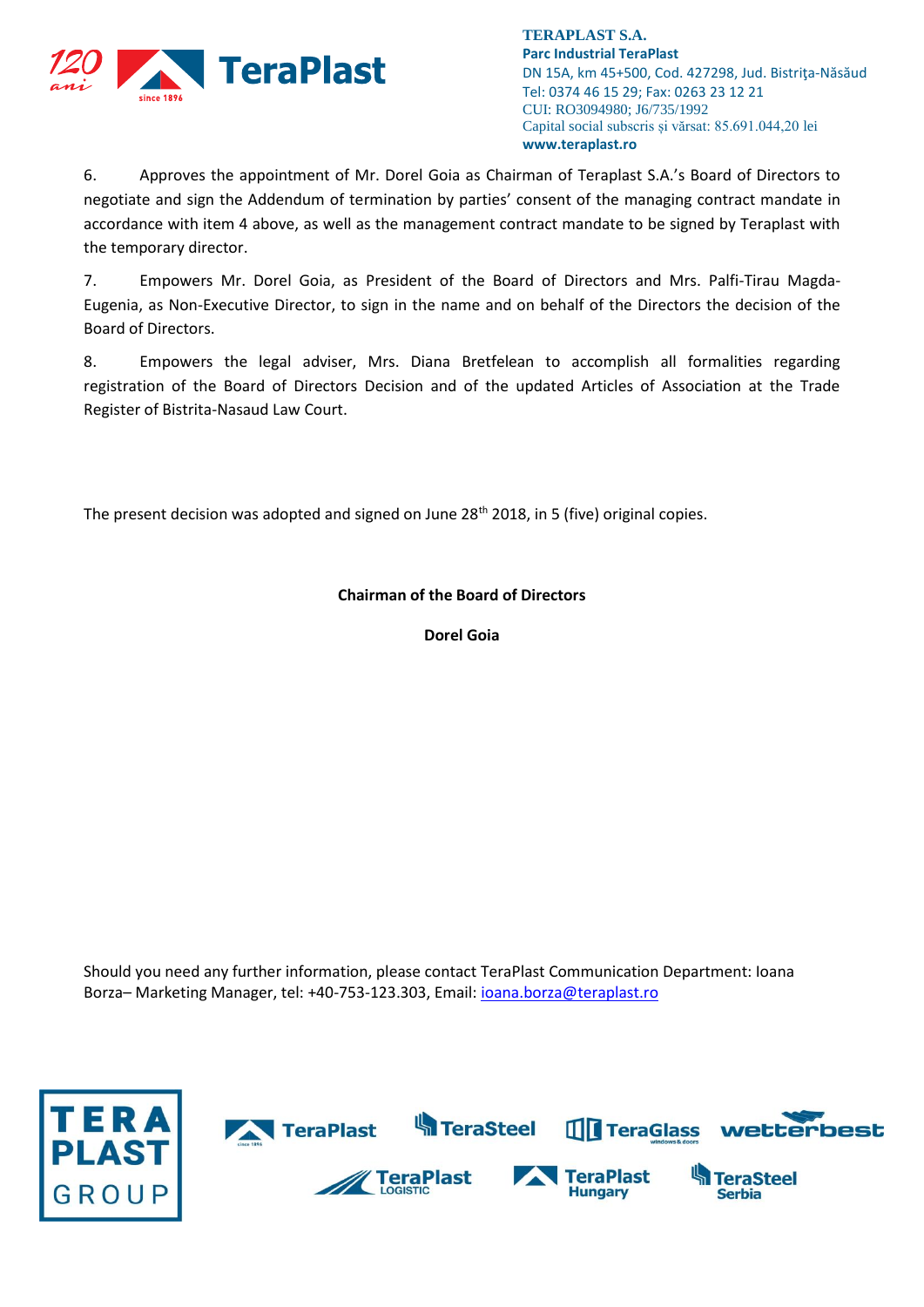6. Approves the appointment of Mr. Dorel Goia as Chairman of Teraplast S.A.'s Board of Directors to negotiate and sign the Addendum of termination by parties' consent of the managing contract mandate in accordance with item 4 above, as well as the management contract mandate to be signed by Teraplast with the temporary director.

7. Empowers Mr. Dorel Goia, as President of the Board of Directors and Mrs. Palfi-Tirau Magda-Eugenia, as Non-Executive Director, to sign in the name and on behalf of the Directors the decision of the Board of Directors.

8. Empowers the legal adviser, Mrs. Diana Bretfelean to accomplish all formalities regarding registration of the Board of Directors Decision and of the updated Articles of Association at the Trade Register of Bistrita-Nasaud Law Court.

The present decision was adopted and signed on June 28th 2018, in 5 (five) original copies.

**Chairman of the Board of Directors**

**Dorel Goia**

Should you need any further information, please contact TeraPlast Communication Department: Ioana Borza– Marketing Manager, tel: +40-753-123.303, Email: ioana.borza@teraplast.ro